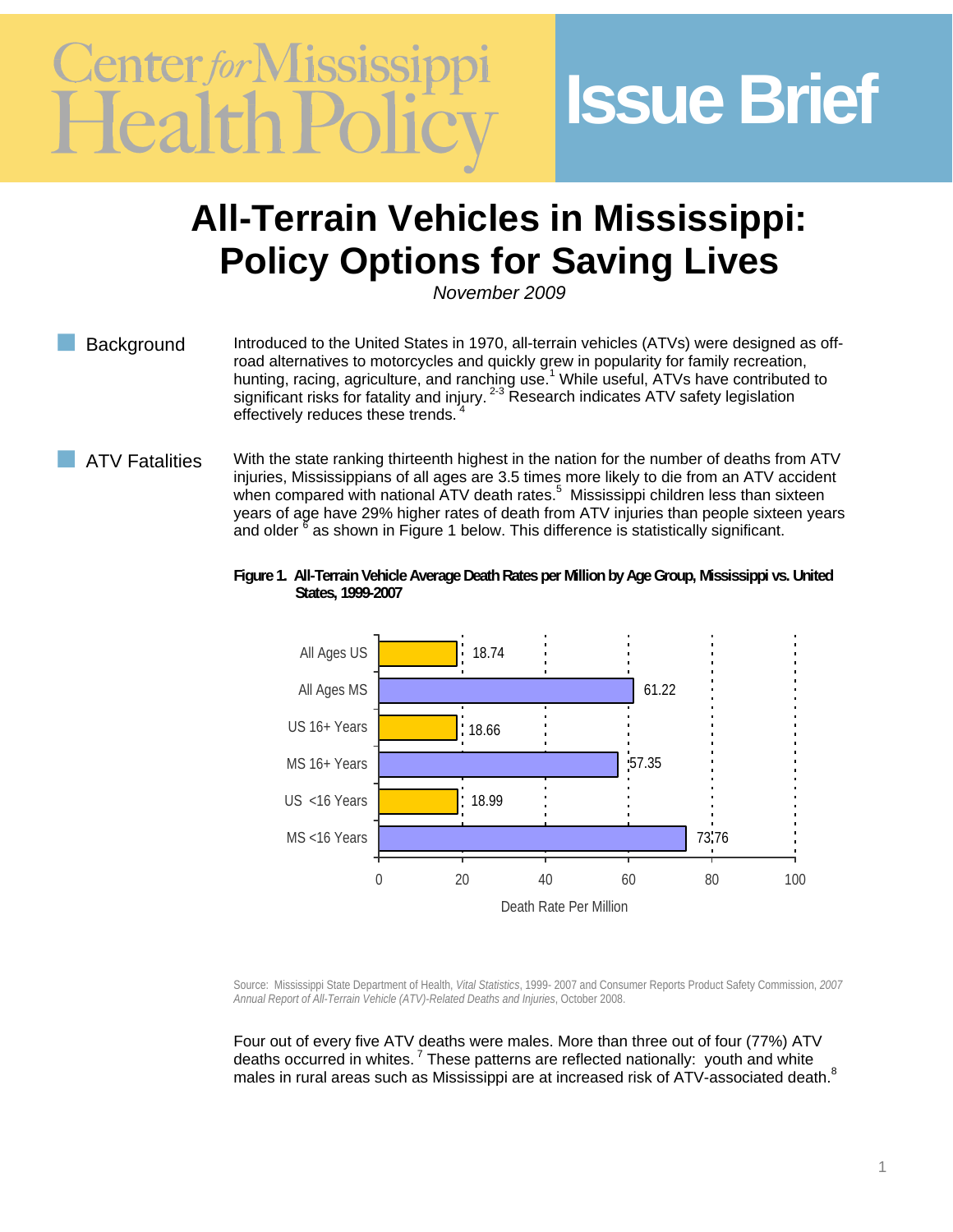Center for Mississippi Health Policy

# Issue Brief

# All-Terrain Vehicles in Mississippi: Policy Options for Saving Lives

*November 2009*

## Background

Introduced to the United States in 1970, all-terrain vehicles (ATVs) were designed as off-road alternatives to motorcycles and quickly grew in popularity for family recreation, hunting, racing, agriculture, and ranching use.[1] While useful, ATVs have contributed to significant risks for fatality and injury.[2-3] Research indicates ATV safety legislation effectively reduces these trends.[4]

## ATV Fatalities

With the state ranking thirteenth highest in the nation for the number of deaths from ATV injuries, Mississippians of all ages are 3.5 times more likely to die from an ATV accident when compared with national ATV death rates.[5] Mississippi children less than sixteen years of age have 29% higher rates of death from ATV injuries than people sixteen years and older[6] as shown in Figure 1 below. This difference is statistically significant.

**Figure 1. All-Terrain Vehicle Average Death Rates per Million by Age Group, Mississippi vs. United States, 1999-2007**

| Group | Death Rate Per Million |
|---|---|
| All Ages US | 18.74 |
| All Ages MS | 61.22 |
| US 16+ Years | 18.66 |
| MS 16+ Years | 57.35 |
| US <16 Years | 18.99 |
| MS <16 Years | 73.76 |

Source: Mississippi State Department of Health, *Vital Statistics*, 1999- 2007 and Consumer Reports Product Safety Commission, *2007 Annual Report of All-Terrain Vehicle (ATV)-Related Deaths and Injuries*, October 2008.

Four out of every five ATV deaths were males. More than three out of four (77%) ATV deaths occurred in whites.[7] These patterns are reflected nationally: youth and white males in rural areas such as Mississippi are at increased risk of ATV-associated death.[8]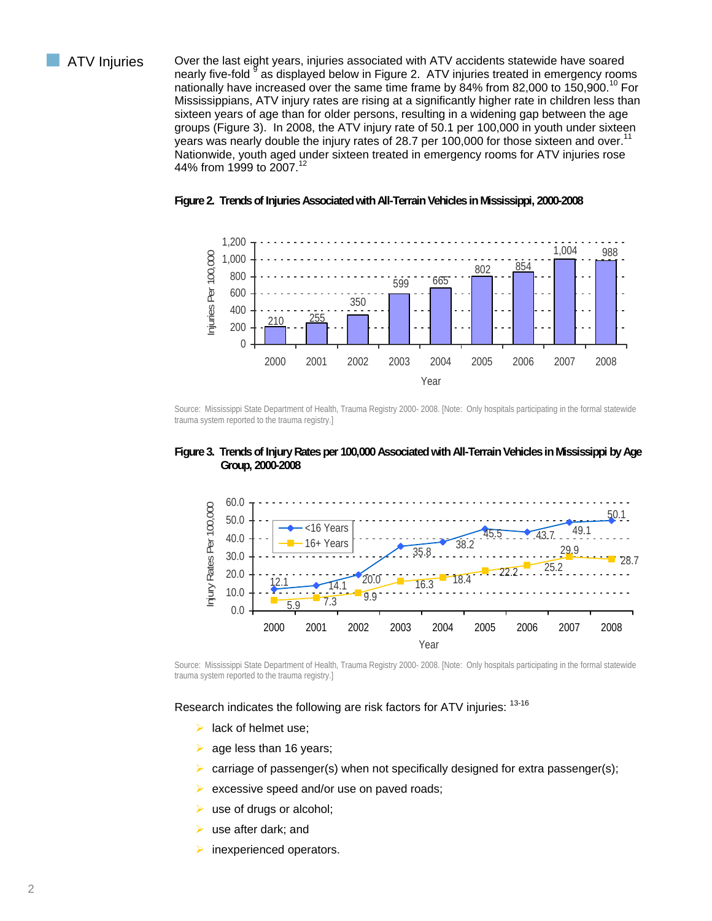## ATV Injuries

Over the last eight years, injuries associated with ATV accidents statewide have soared nearly five-fold [9] as displayed below in Figure 2. ATV injuries treated in emergency rooms nationally have increased over the same time frame by 84% from 82,000 to 150,900.[10] For Mississippians, ATV injury rates are rising at a significantly higher rate in children less than sixteen years of age than for older persons, resulting in a widening gap between the age groups (Figure 3). In 2008, the ATV injury rate of 50.1 per 100,000 in youth under sixteen years was nearly double the injury rates of 28.7 per 100,000 for those sixteen and over.[11] Nationwide, youth aged under sixteen treated in emergency rooms for ATV injuries rose 44% from 1999 to 2007.[12]

**Figure 2. Trends of Injuries Associated with All-Terrain Vehicles in Mississippi, 2000-2008**

| Year | Injuries Per 100,000 |
|---|---|
| 2000 | 210 |
| 2001 | 255 |
| 2002 | 350 |
| 2003 | 599 |
| 2004 | 665 |
| 2005 | 802 |
| 2006 | 854 |
| 2007 | 1,004 |
| 2008 | 988 |

Source: Mississippi State Department of Health, Trauma Registry 2000- 2008. [Note: Only hospitals participating in the formal statewide trauma system reported to the trauma registry.]

**Figure 3. Trends of Injury Rates per 100,000 Associated with All-Terrain Vehicles in Mississippi by Age Group, 2000-2008**

| Year | <16 Years | 16+ Years |
|---|---|---|
| 2000 | 12.1 | 5.9 |
| 2001 | 14.1 | 7.3 |
| 2002 | 20.0 | 9.9 |
| 2003 | 35.8 | 16.3 |
| 2004 | 38.2 | 18.4 |
| 2005 | 45.5 | 22.2 |
| 2006 | 43.7 | 25.2 |
| 2007 | 49.1 | 29.9 |
| 2008 | 50.1 | 28.7 |

Source: Mississippi State Department of Health, Trauma Registry 2000- 2008. [Note: Only hospitals participating in the formal statewide trauma system reported to the trauma registry.]

Research indicates the following are risk factors for ATV injuries: [13-16]

- lack of helmet use;
- age less than 16 years;
- carriage of passenger(s) when not specifically designed for extra passenger(s);
- excessive speed and/or use on paved roads;
- use of drugs or alcohol;
- use after dark; and
- inexperienced operators.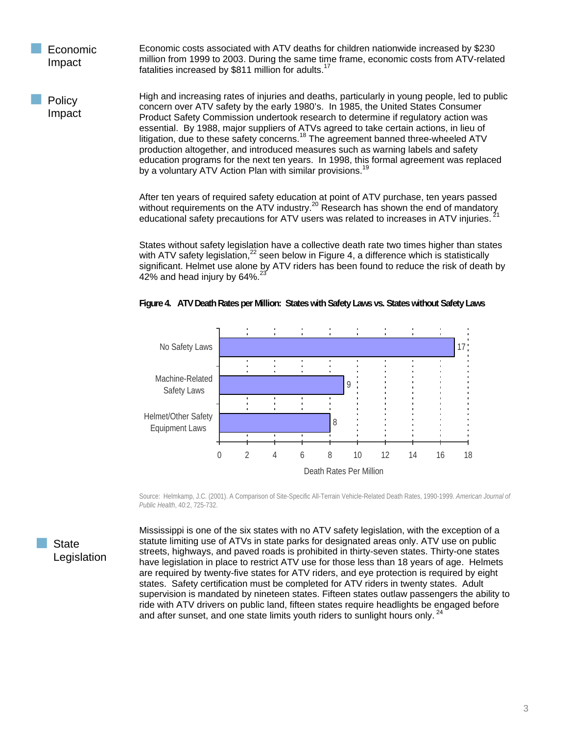## Economic Impact

Economic costs associated with ATV deaths for children nationwide increased by $230 million from 1999 to 2003. During the same time frame, economic costs from ATV-related fatalities increased by $811 million for adults.[17]

## Policy Impact

High and increasing rates of injuries and deaths, particularly in young people, led to public concern over ATV safety by the early 1980's. In 1985, the United States Consumer Product Safety Commission undertook research to determine if regulatory action was essential. By 1988, major suppliers of ATVs agreed to take certain actions, in lieu of litigation, due to these safety concerns.[18] The agreement banned three-wheeled ATV production altogether, and introduced measures such as warning labels and safety education programs for the next ten years. In 1998, this formal agreement was replaced by a voluntary ATV Action Plan with similar provisions.[19]

After ten years of required safety education at point of ATV purchase, ten years passed without requirements on the ATV industry.[20] Research has shown the end of mandatory educational safety precautions for ATV users was related to increases in ATV injuries.[21]

States without safety legislation have a collective death rate two times higher than states with ATV safety legislation,[22] seen below in Figure 4, a difference which is statistically significant. Helmet use alone by ATV riders has been found to reduce the risk of death by 42% and head injury by 64%.[23]

**Figure 4. ATV Death Rates per Million: States with Safety Laws vs. States without Safety Laws**

| Category | Death Rates Per Million |
| --- | --- |
| No Safety Laws | 17 |
| Machine-Related Safety Laws | 9 |
| Helmet/Other Safety Equipment Laws | 8 |

Source: Helmkamp, J.C. (2001). A Comparison of Site-Specific All-Terrain Vehicle-Related Death Rates, 1990-1999. *American Journal of Public Health*, 40:2, 725-732.

## State Legislation

Mississippi is one of the six states with no ATV safety legislation, with the exception of a statute limiting use of ATVs in state parks for designated areas only. ATV use on public streets, highways, and paved roads is prohibited in thirty-seven states. Thirty-one states have legislation in place to restrict ATV use for those less than 18 years of age. Helmets are required by twenty-five states for ATV riders, and eye protection is required by eight states. Safety certification must be completed for ATV riders in twenty states. Adult supervision is mandated by nineteen states. Fifteen states outlaw passengers the ability to ride with ATV drivers on public land, fifteen states require headlights be engaged before and after sunset, and one state limits youth riders to sunlight hours only.[24]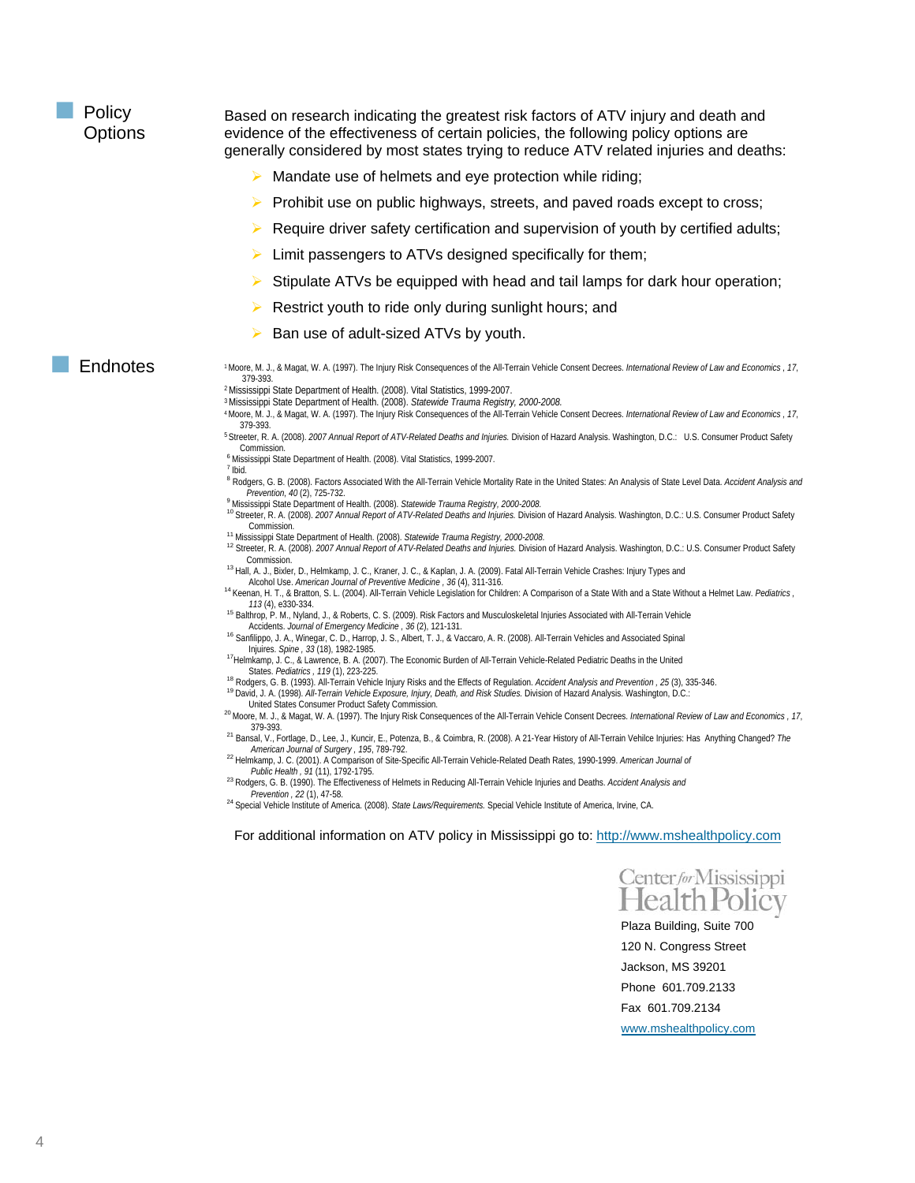## Policy Options

Based on research indicating the greatest risk factors of ATV injury and death and evidence of the effectiveness of certain policies, the following policy options are generally considered by most states trying to reduce ATV related injuries and deaths:

- Mandate use of helmets and eye protection while riding;
- Prohibit use on public highways, streets, and paved roads except to cross;
- Require driver safety certification and supervision of youth by certified adults;
- Limit passengers to ATVs designed specifically for them;
- Stipulate ATVs be equipped with head and tail lamps for dark hour operation;
- Restrict youth to ride only during sunlight hours; and
- Ban use of adult-sized ATVs by youth.

## Endnotes

[1] Moore, M. J., & Magat, W. A. (1997). The Injury Risk Consequences of the All-Terrain Vehicle Consent Decrees. *International Review of Law and Economics*, *17*, 379-393.

[2] Mississippi State Department of Health. (2008). Vital Statistics, 1999-2007.

[3] Mississippi State Department of Health. (2008). *Statewide Trauma Registry, 2000-2008.*

[4] Moore, M. J., & Magat, W. A. (1997). The Injury Risk Consequences of the All-Terrain Vehicle Consent Decrees. *International Review of Law and Economics*, *17*, 379-393.

[5] Streeter, R. A. (2008). *2007 Annual Report of ATV-Related Deaths and Injuries.* Division of Hazard Analysis. Washington, D.C.: U.S. Consumer Product Safety Commission.

[6] Mississippi State Department of Health. (2008). Vital Statistics, 1999-2007.

[7] Ibid.

[8] Rodgers, G. B. (2008). Factors Associated With the All-Terrain Vehicle Mortality Rate in the United States: An Analysis of State Level Data. *Accident Analysis and Prevention*, *40* (2), 725-732.

[9] Mississippi State Department of Health. (2008). *Statewide Trauma Registry, 2000-2008.*

[10] Streeter, R. A. (2008). *2007 Annual Report of ATV-Related Deaths and Injuries.* Division of Hazard Analysis. Washington, D.C.: U.S. Consumer Product Safety Commission.

[11] Mississippi State Department of Health. (2008). *Statewide Trauma Registry, 2000-2008.*

[12] Streeter, R. A. (2008). *2007 Annual Report of ATV-Related Deaths and Injuries.* Division of Hazard Analysis. Washington, D.C.: U.S. Consumer Product Safety Commission.

[13] Hall, A. J., Bixler, D., Helmkamp, J. C., Kraner, J. C., & Kaplan, J. A. (2009). Fatal All-Terrain Vehicle Crashes: Injury Types and Alcohol Use. *American Journal of Preventive Medicine*, *36* (4), 311-316.

[14] Keenan, H. T., & Bratton, S. L. (2004). All-Terrain Vehicle Legislation for Children: A Comparison of a State With and a State Without a Helmet Law. *Pediatrics*, *113* (4), e330-334.

[15] Balthrop, P. M., Nyland, J., & Roberts, C. S. (2009). Risk Factors and Musculoskeletal Injuries Associated with All-Terrain Vehicle Accidents. *Journal of Emergency Medicine*, *36* (2), 121-131.

[16] Sanfilippo, J. A., Winegar, C. D., Harrop, J. S., Albert, T. J., & Vaccaro, A. R. (2008). All-Terrain Vehicles and Associated Spinal Injuires. *Spine*, *33* (18), 1982-1985.

[17] Helmkamp, J. C., & Lawrence, B. A. (2007). The Economic Burden of All-Terrain Vehicle-Related Pediatric Deaths in the United States. *Pediatrics*, *119* (1), 223-225.

[18] Rodgers, G. B. (1993). All-Terrain Vehicle Injury Risks and the Effects of Regulation. *Accident Analysis and Prevention*, *25* (3), 335-346.

[19] David, J. A. (1998). *All-Terrain Vehicle Exposure, Injury, Death, and Risk Studies.* Division of Hazard Analysis. Washington, D.C.: United States Consumer Product Safety Commission.

[20] Moore, M. J., & Magat, W. A. (1997). The Injury Risk Consequences of the All-Terrain Vehicle Consent Decrees. *International Review of Law and Economics*, *17*, 379-393.

[21] Bansal, V., Fortlage, D., Lee, J., Kuncir, E., Potenza, B., & Coimbra, R. (2008). A 21-Year History of All-Terrain Vehilce Injuries: Has Anything Changed? *The American Journal of Surgery*, *195*, 789-792.

[22] Helmkamp, J. C. (2001). A Comparison of Site-Specific All-Terrain Vehicle-Related Death Rates, 1990-1999. *American Journal of Public Health*, *91* (11), 1792-1795.

[23] Rodgers, G. B. (1990). The Effectiveness of Helmets in Reducing All-Terrain Vehicle Injuries and Deaths. *Accident Analysis and Prevention*, *22* (1), 47-58.

[24] Special Vehicle Institute of America. (2008). *State Laws/Requirements.* Special Vehicle Institute of America, Irvine, CA.

For additional information on ATV policy in Mississippi go to: http://www.mshealthpolicy.com

Center for Mississippi Health Policy
Plaza Building, Suite 700
120 N. Congress Street
Jackson, MS 39201
Phone 601.709.2133
Fax 601.709.2134
www.mshealthpolicy.com